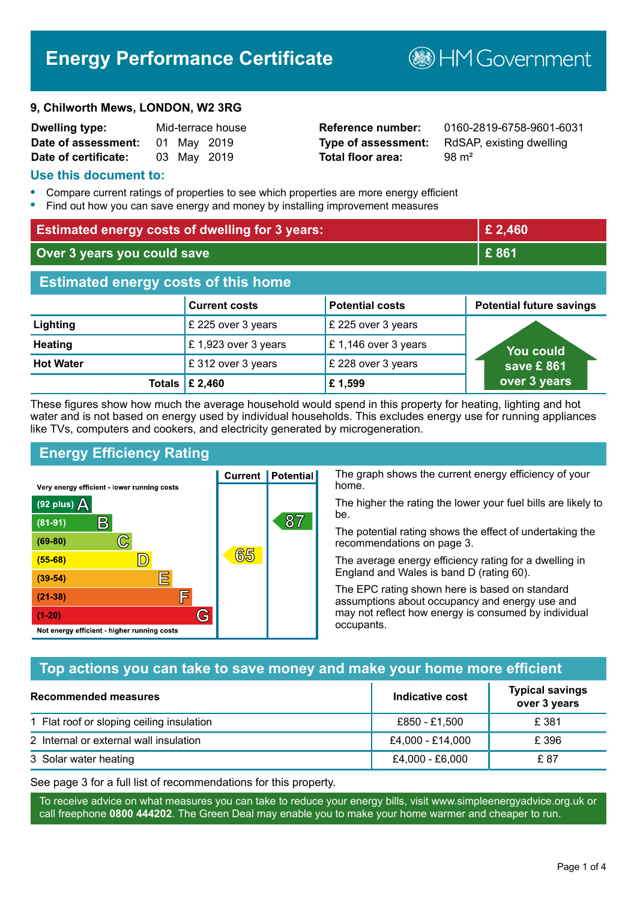# Energy Performance Certificate

HM Government

**9, Chilworth Mews, LONDON, W2 3RG**

| | | | |
|---|---|---|---|
| **Dwelling type:** | Mid-terrace house | **Reference number:** | 0160-2819-6758-9601-6031 |
| **Date of assessment:** | 01 May 2019 | **Type of assessment:** | RdSAP, existing dwelling |
| **Date of certificate:** | 03 May 2019 | **Total floor area:** | 98 m² |

## Use this document to:

- Compare current ratings of properties to see which properties are more energy efficient
- Find out how you can save energy and money by installing improvement measures

| | |
|---|---|
| **Estimated energy costs of dwelling for 3 years:** | **£ 2,460** |
| **Over 3 years you could save** | **£ 861** |

## Estimated energy costs of this home

| | Current costs | Potential costs | Potential future savings |
|---|---|---|---|
| **Lighting** | £ 225 over 3 years | £ 225 over 3 years | You could save £ 861 over 3 years |
| **Heating** | £ 1,923 over 3 years | £ 1,146 over 3 years | |
| **Hot Water** | £ 312 over 3 years | £ 228 over 3 years | |
| **Totals** | **£ 2,460** | **£ 1,599** | |

These figures show how much the average household would spend in this property for heating, lighting and hot water and is not based on energy used by individual households. This excludes energy use for running appliances like TVs, computers and cookers, and electricity generated by microgeneration.

## Energy Efficiency Rating

| Rating | Current | Potential |
|---|---|---|
| Very energy efficient - lower running costs | | |
| (92 plus) A | | |
| (81-91) B | | 87 |
| (69-80) C | | |
| (55-68) D | 65 | |
| (39-54) E | | |
| (21-38) F | | |
| (1-20) G | | |
| Not energy efficient - higher running costs | | |

The graph shows the current energy efficiency of your home.

The higher the rating the lower your fuel bills are likely to be.

The potential rating shows the effect of undertaking the recommendations on page 3.

The average energy efficiency rating for a dwelling in England and Wales is band D (rating 60).

The EPC rating shown here is based on standard assumptions about occupancy and energy use and may not reflect how energy is consumed by individual occupants.

## Top actions you can take to save money and make your home more efficient

| Recommended measures | Indicative cost | Typical savings over 3 years |
|---|---|---|
| 1 Flat roof or sloping ceiling insulation | £850 - £1,500 | £ 381 |
| 2 Internal or external wall insulation | £4,000 - £14,000 | £ 396 |
| 3 Solar water heating | £4,000 - £6,000 | £ 87 |

See page 3 for a full list of recommendations for this property.

To receive advice on what measures you can take to reduce your energy bills, visit www.simpleenergyadvice.org.uk or call freephone **0800 444202**. The Green Deal may enable you to make your home warmer and cheaper to run.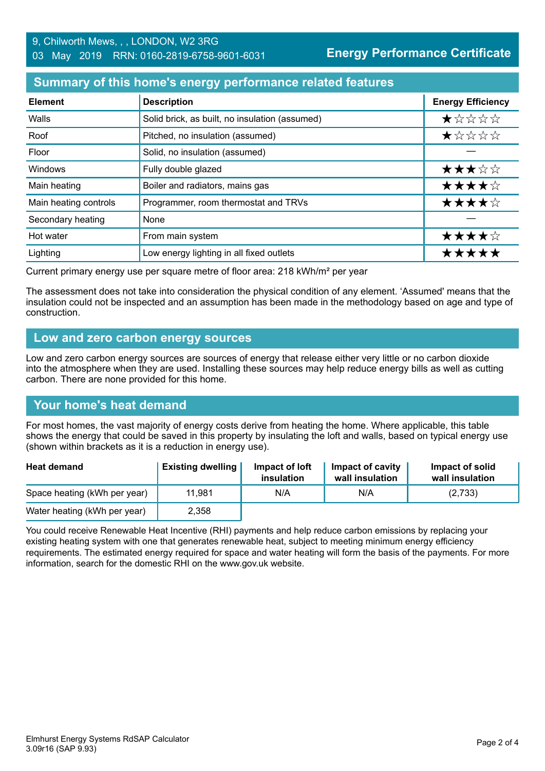9, Chilworth Mews, , , LONDON, W2 3RG
03 May 2019 RRN: 0160-2819-6758-9601-6031

**Energy Performance Certificate**

## Summary of this home's energy performance related features

| Element | Description | Energy Efficiency |
|---|---|---|
| Walls | Solid brick, as built, no insulation (assumed) | ★☆☆☆☆ |
| Roof | Pitched, no insulation (assumed) | ★☆☆☆☆ |
| Floor | Solid, no insulation (assumed) | — |
| Windows | Fully double glazed | ★★★☆☆ |
| Main heating | Boiler and radiators, mains gas | ★★★★☆ |
| Main heating controls | Programmer, room thermostat and TRVs | ★★★★☆ |
| Secondary heating | None | — |
| Hot water | From main system | ★★★★☆ |
| Lighting | Low energy lighting in all fixed outlets | ★★★★★ |

Current primary energy use per square metre of floor area: 218 kWh/m² per year

The assessment does not take into consideration the physical condition of any element. 'Assumed' means that the insulation could not be inspected and an assumption has been made in the methodology based on age and type of construction.

## Low and zero carbon energy sources

Low and zero carbon energy sources are sources of energy that release either very little or no carbon dioxide into the atmosphere when they are used. Installing these sources may help reduce energy bills as well as cutting carbon. There are none provided for this home.

## Your home's heat demand

For most homes, the vast majority of energy costs derive from heating the home. Where applicable, this table shows the energy that could be saved in this property by insulating the loft and walls, based on typical energy use (shown within brackets as it is a reduction in energy use).

| Heat demand | Existing dwelling | Impact of loft insulation | Impact of cavity wall insulation | Impact of solid wall insulation |
|---|---|---|---|---|
| Space heating (kWh per year) | 11,981 | N/A | N/A | (2,733) |
| Water heating (kWh per year) | 2,358 | | | |

You could receive Renewable Heat Incentive (RHI) payments and help reduce carbon emissions by replacing your existing heating system with one that generates renewable heat, subject to meeting minimum energy efficiency requirements. The estimated energy required for space and water heating will form the basis of the payments. For more information, search for the domestic RHI on the www.gov.uk website.

Elmhurst Energy Systems RdSAP Calculator
3.09r16 (SAP 9.93)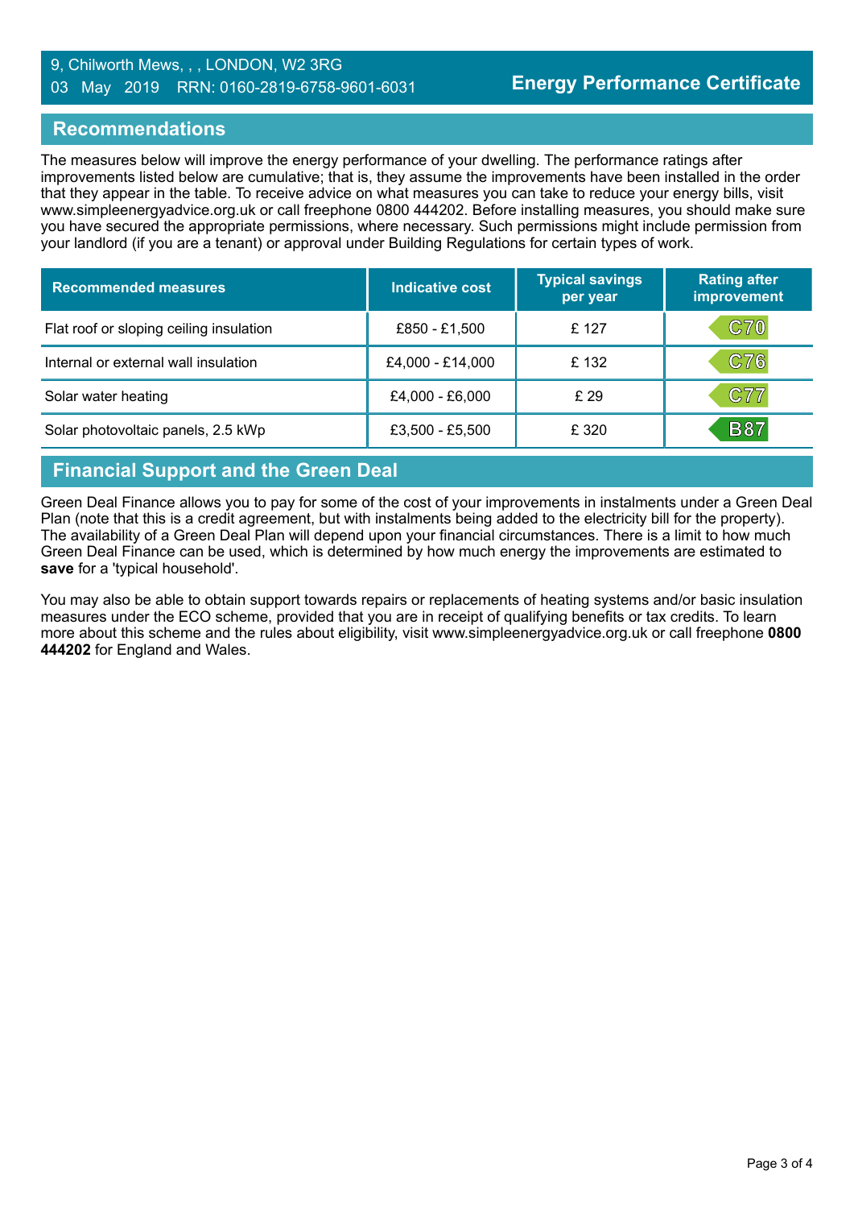9, Chilworth Mews, , , LONDON, W2 3RG
03 May 2019 RRN: 0160-2819-6758-9601-6031

**Energy Performance Certificate**

## Recommendations

The measures below will improve the energy performance of your dwelling. The performance ratings after improvements listed below are cumulative; that is, they assume the improvements have been installed in the order that they appear in the table. To receive advice on what measures you can take to reduce your energy bills, visit www.simpleenergyadvice.org.uk or call freephone 0800 444202. Before installing measures, you should make sure you have secured the appropriate permissions, where necessary. Such permissions might include permission from your landlord (if you are a tenant) or approval under Building Regulations for certain types of work.

| Recommended measures | Indicative cost | Typical savings per year | Rating after improvement |
|---|---|---|---|
| Flat roof or sloping ceiling insulation | £850 - £1,500 | £ 127 | C70 |
| Internal or external wall insulation | £4,000 - £14,000 | £ 132 | C76 |
| Solar water heating | £4,000 - £6,000 | £ 29 | C77 |
| Solar photovoltaic panels, 2.5 kWp | £3,500 - £5,500 | £ 320 | B87 |

## Financial Support and the Green Deal

Green Deal Finance allows you to pay for some of the cost of your improvements in instalments under a Green Deal Plan (note that this is a credit agreement, but with instalments being added to the electricity bill for the property). The availability of a Green Deal Plan will depend upon your financial circumstances. There is a limit to how much Green Deal Finance can be used, which is determined by how much energy the improvements are estimated to **save** for a 'typical household'.

You may also be able to obtain support towards repairs or replacements of heating systems and/or basic insulation measures under the ECO scheme, provided that you are in receipt of qualifying benefits or tax credits. To learn more about this scheme and the rules about eligibility, visit www.simpleenergyadvice.org.uk or call freephone **0800 444202** for England and Wales.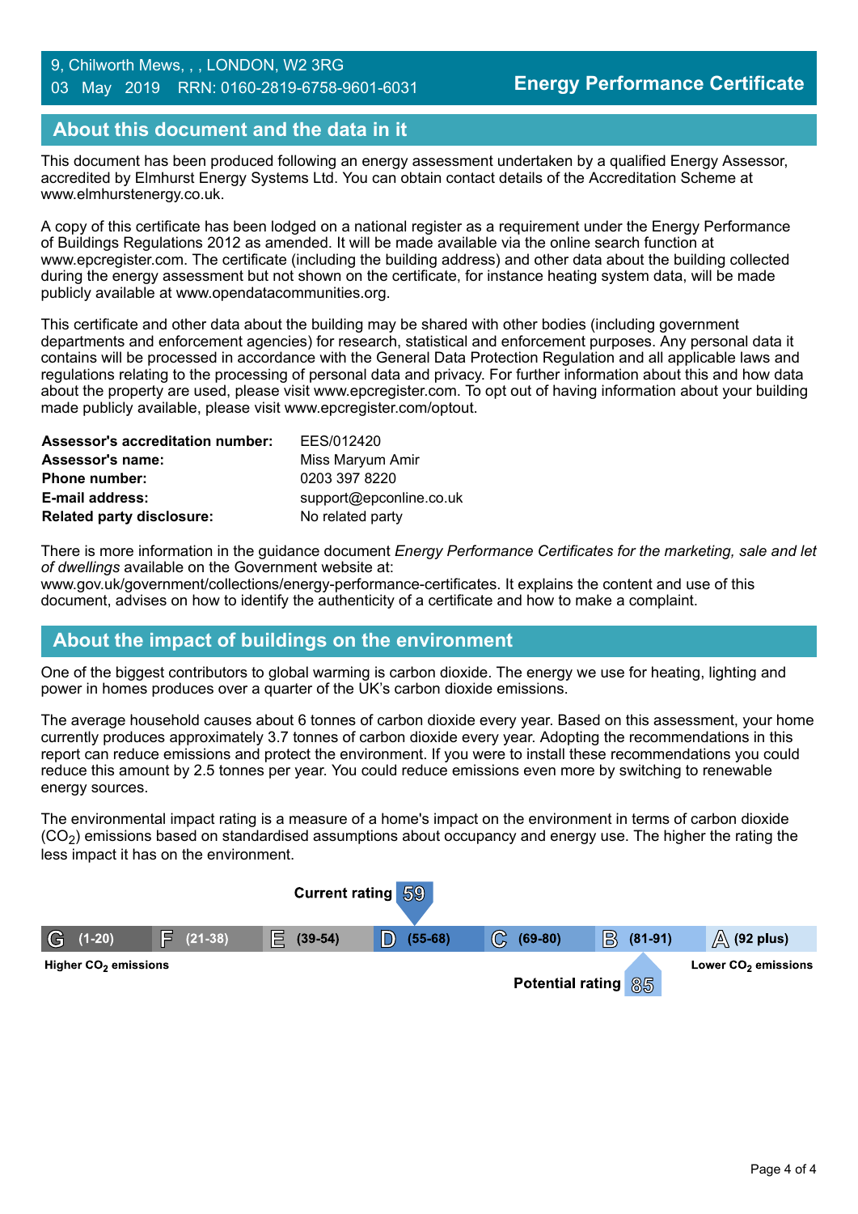9, Chilworth Mews, , , LONDON, W2 3RG
03 May 2019 RRN: 0160-2819-6758-9601-6031

**Energy Performance Certificate**

## About this document and the data in it

This document has been produced following an energy assessment undertaken by a qualified Energy Assessor, accredited by Elmhurst Energy Systems Ltd. You can obtain contact details of the Accreditation Scheme at www.elmhurstenergy.co.uk.

A copy of this certificate has been lodged on a national register as a requirement under the Energy Performance of Buildings Regulations 2012 as amended. It will be made available via the online search function at www.epcregister.com. The certificate (including the building address) and other data about the building collected during the energy assessment but not shown on the certificate, for instance heating system data, will be made publicly available at www.opendatacommunities.org.

This certificate and other data about the building may be shared with other bodies (including government departments and enforcement agencies) for research, statistical and enforcement purposes. Any personal data it contains will be processed in accordance with the General Data Protection Regulation and all applicable laws and regulations relating to the processing of personal data and privacy. For further information about this and how data about the property are used, please visit www.epcregister.com. To opt out of having information about your building made publicly available, please visit www.epcregister.com/optout.

| | |
|---|---|
| **Assessor's accreditation number:** | EES/012420 |
| **Assessor's name:** | Miss Maryum Amir |
| **Phone number:** | 0203 397 8220 |
| **E-mail address:** | support@epconline.co.uk |
| **Related party disclosure:** | No related party |

There is more information in the guidance document *Energy Performance Certificates for the marketing, sale and let of dwellings* available on the Government website at: www.gov.uk/government/collections/energy-performance-certificates. It explains the content and use of this document, advises on how to identify the authenticity of a certificate and how to make a complaint.

## About the impact of buildings on the environment

One of the biggest contributors to global warming is carbon dioxide. The energy we use for heating, lighting and power in homes produces over a quarter of the UK's carbon dioxide emissions.

The average household causes about 6 tonnes of carbon dioxide every year. Based on this assessment, your home currently produces approximately 3.7 tonnes of carbon dioxide every year. Adopting the recommendations in this report can reduce emissions and protect the environment. If you were to install these recommendations you could reduce this amount by 2.5 tonnes per year. You could reduce emissions even more by switching to renewable energy sources.

The environmental impact rating is a measure of a home's impact on the environment in terms of carbon dioxide ($CO_2$) emissions based on standardised assumptions about occupancy and energy use. The higher the rating the less impact it has on the environment.

Current rating 59

G (1-20) F (21-38) E (39-54) D (55-68) C (69-80) B (81-91) A (92 plus)

Higher $CO_2$ emissions

Lower $CO_2$ emissions

Potential rating 85